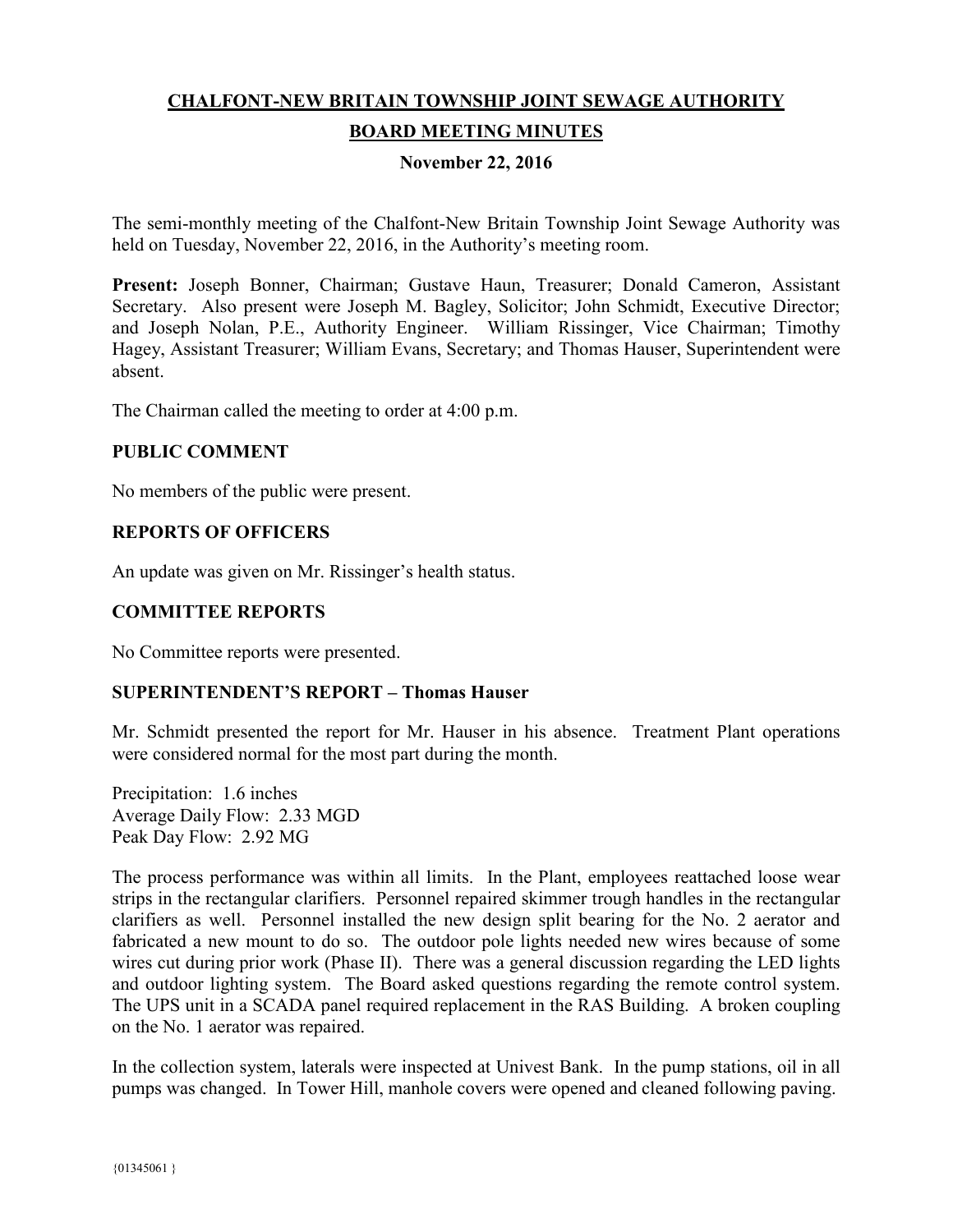# CHALFONT-NEW BRITAIN TOWNSHIP JOINT SEWAGE AUTHORITY

## BOARD MEETING MINUTES

**November 22, 2016**

The semi-monthly meeting of the Chalfont-New Britain Township Joint Sewage Authority was held on Tuesday, November 22, 2016, in the Authority's meeting room.

**Present:** Joseph Bonner, Chairman; Gustave Haun, Treasurer; Donald Cameron, Assistant Secretary. Also present were Joseph M. Bagley, Solicitor; John Schmidt, Executive Director; and Joseph Nolan, P.E., Authority Engineer. William Rissinger, Vice Chairman; Timothy Hagey, Assistant Treasurer; William Evans, Secretary; and Thomas Hauser, Superintendent were absent.

The Chairman called the meeting to order at 4:00 p.m.

### PUBLIC COMMENT

No members of the public were present.

### REPORTS OF OFFICERS

An update was given on Mr. Rissinger's health status.

### COMMITTEE REPORTS

No Committee reports were presented.

### SUPERINTENDENT'S REPORT – Thomas Hauser

Mr. Schmidt presented the report for Mr. Hauser in his absence. Treatment Plant operations were considered normal for the most part during the month.

Precipitation: 1.6 inches
Average Daily Flow: 2.33 MGD
Peak Day Flow: 2.92 MG

The process performance was within all limits. In the Plant, employees reattached loose wear strips in the rectangular clarifiers. Personnel repaired skimmer trough handles in the rectangular clarifiers as well. Personnel installed the new design split bearing for the No. 2 aerator and fabricated a new mount to do so. The outdoor pole lights needed new wires because of some wires cut during prior work (Phase II). There was a general discussion regarding the LED lights and outdoor lighting system. The Board asked questions regarding the remote control system. The UPS unit in a SCADA panel required replacement in the RAS Building. A broken coupling on the No. 1 aerator was repaired.

In the collection system, laterals were inspected at Univest Bank. In the pump stations, oil in all pumps was changed. In Tower Hill, manhole covers were opened and cleaned following paving.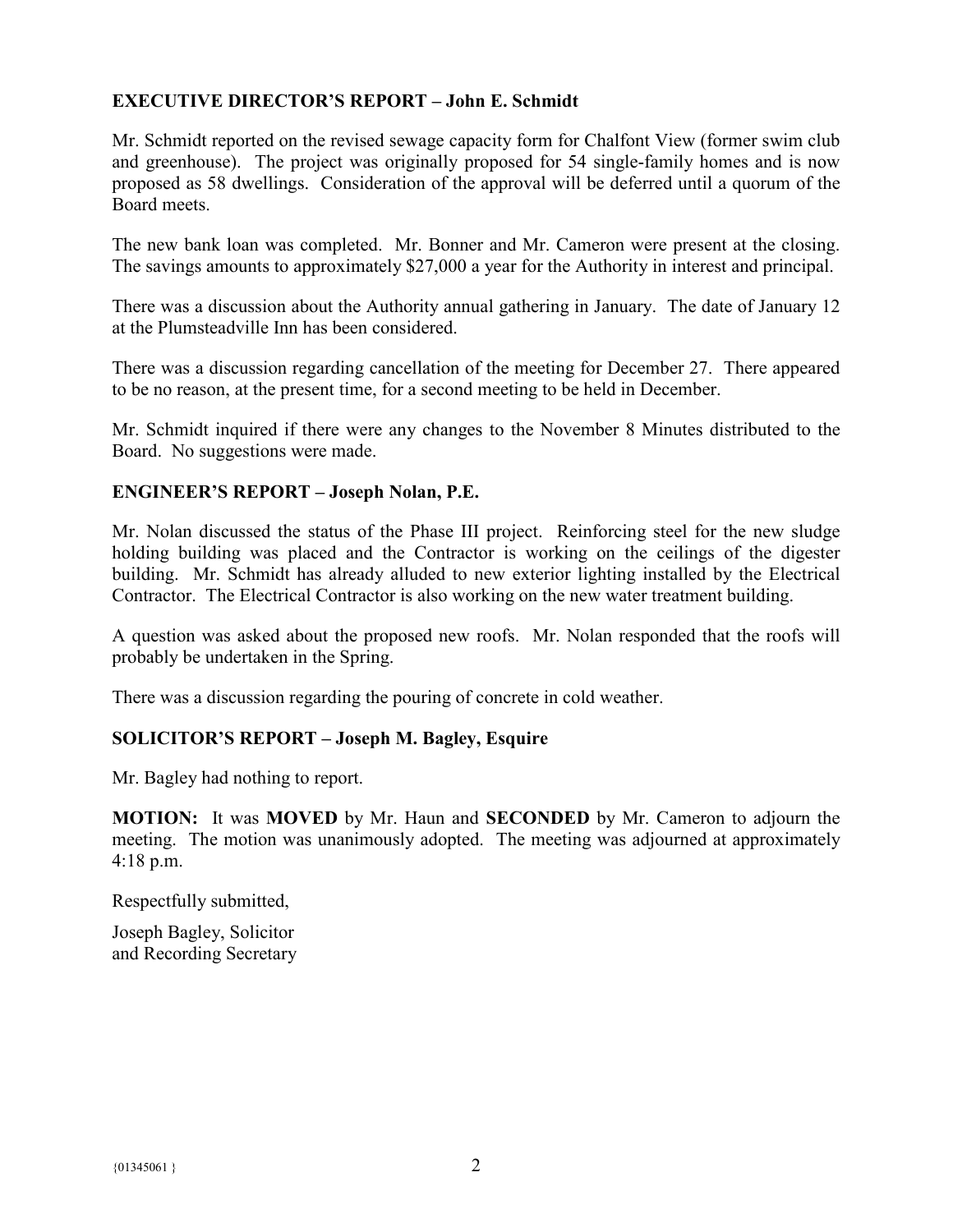## EXECUTIVE DIRECTOR'S REPORT – John E. Schmidt

Mr. Schmidt reported on the revised sewage capacity form for Chalfont View (former swim club and greenhouse). The project was originally proposed for 54 single-family homes and is now proposed as 58 dwellings. Consideration of the approval will be deferred until a quorum of the Board meets.

The new bank loan was completed. Mr. Bonner and Mr. Cameron were present at the closing. The savings amounts to approximately $27,000 a year for the Authority in interest and principal.

There was a discussion about the Authority annual gathering in January. The date of January 12 at the Plumsteadville Inn has been considered.

There was a discussion regarding cancellation of the meeting for December 27. There appeared to be no reason, at the present time, for a second meeting to be held in December.

Mr. Schmidt inquired if there were any changes to the November 8 Minutes distributed to the Board. No suggestions were made.

## ENGINEER'S REPORT – Joseph Nolan, P.E.

Mr. Nolan discussed the status of the Phase III project. Reinforcing steel for the new sludge holding building was placed and the Contractor is working on the ceilings of the digester building. Mr. Schmidt has already alluded to new exterior lighting installed by the Electrical Contractor. The Electrical Contractor is also working on the new water treatment building.

A question was asked about the proposed new roofs. Mr. Nolan responded that the roofs will probably be undertaken in the Spring.

There was a discussion regarding the pouring of concrete in cold weather.

## SOLICITOR'S REPORT – Joseph M. Bagley, Esquire

Mr. Bagley had nothing to report.

**MOTION:** It was **MOVED** by Mr. Haun and **SECONDED** by Mr. Cameron to adjourn the meeting. The motion was unanimously adopted. The meeting was adjourned at approximately 4:18 p.m.

Respectfully submitted,

Joseph Bagley, Solicitor
and Recording Secretary

{01345061 }